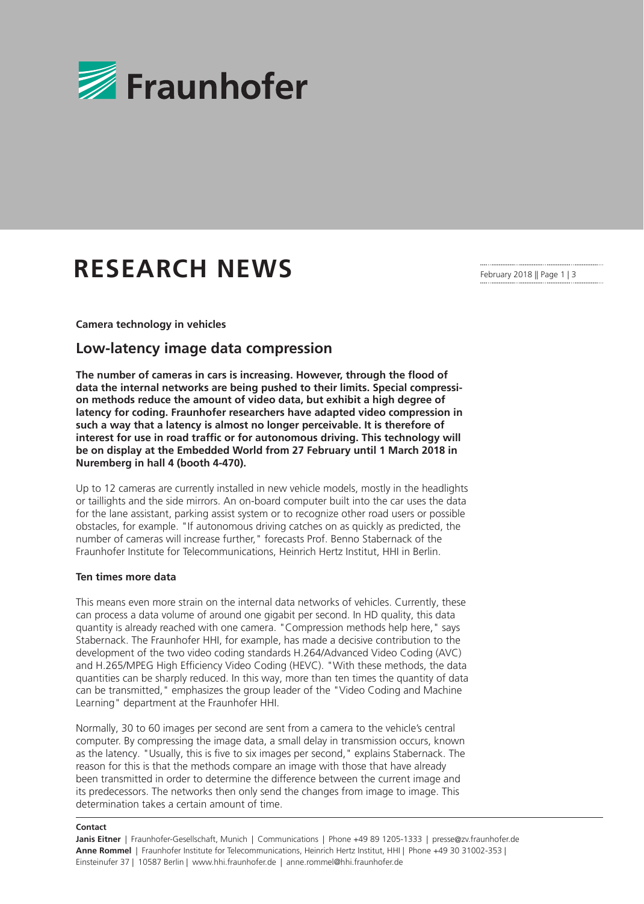# RESEARCH NEWS

**Camera technology in vehicles**

## Low-latency image data compression

**The number of cameras in cars is increasing. However, through the flood of data the internal networks are being pushed to their limits. Special compression methods reduce the amount of video data, but exhibit a high degree of latency for coding. Fraunhofer researchers have adapted video compression in such a way that a latency is almost no longer perceivable. It is therefore of interest for use in road traffic or for autonomous driving. This technology will be on display at the Embedded World from 27 February until 1 March 2018 in Nuremberg in hall 4 (booth 4-470).**

Up to 12 cameras are currently installed in new vehicle models, mostly in the headlights or taillights and the side mirrors. An on-board computer built into the car uses the data for the lane assistant, parking assist system or to recognize other road users or possible obstacles, for example. "If autonomous driving catches on as quickly as predicted, the number of cameras will increase further," forecasts Prof. Benno Stabernack of the Fraunhofer Institute for Telecommunications, Heinrich Hertz Institut, HHI in Berlin.

### Ten times more data

This means even more strain on the internal data networks of vehicles. Currently, these can process a data volume of around one gigabit per second. In HD quality, this data quantity is already reached with one camera. "Compression methods help here," says Stabernack. The Fraunhofer HHI, for example, has made a decisive contribution to the development of the two video coding standards H.264/Advanced Video Coding (AVC) and H.265/MPEG High Efficiency Video Coding (HEVC). "With these methods, the data quantities can be sharply reduced. In this way, more than ten times the quantity of data can be transmitted," emphasizes the group leader of the "Video Coding and Machine Learning" department at the Fraunhofer HHI.

Normally, 30 to 60 images per second are sent from a camera to the vehicle's central computer. By compressing the image data, a small delay in transmission occurs, known as the latency. "Usually, this is five to six images per second," explains Stabernack. The reason for this is that the methods compare an image with those that have already been transmitted in order to determine the difference between the current image and its predecessors. The networks then only send the changes from image to image. This determination takes a certain amount of time.

**Contact**

**Janis Eitner** | Fraunhofer-Gesellschaft, Munich | Communications | Phone +49 89 1205-1333 | presse@zv.fraunhofer.de
**Anne Rommel** | Fraunhofer Institute for Telecommunications, Heinrich Hertz Institut, HHI | Phone +49 30 31002-353 | Einsteinufer 37 | 10587 Berlin | www.hhi.fraunhofer.de | anne.rommel@hhi.fraunhofer.de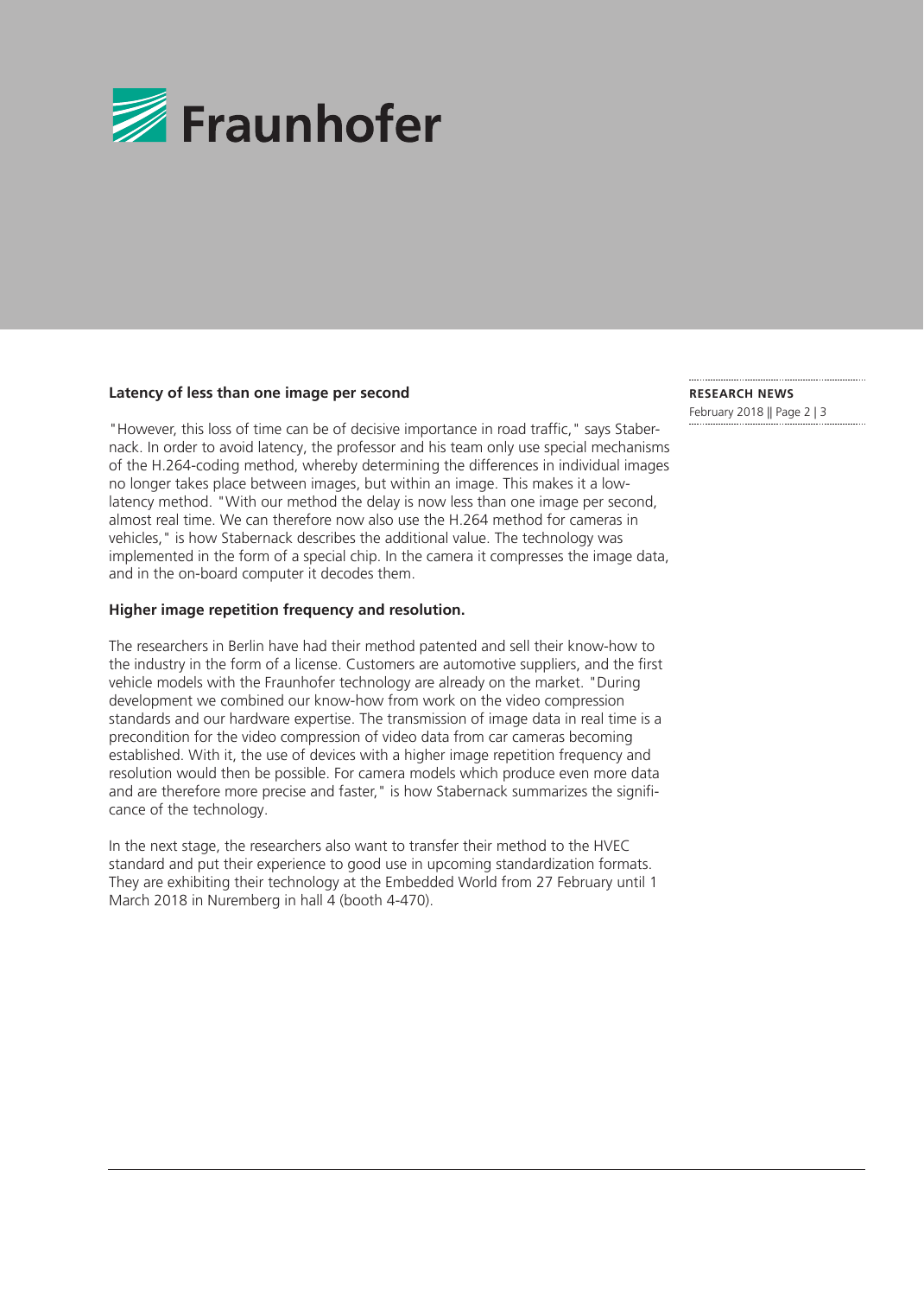## Latency of less than one image per second

"However, this loss of time can be of decisive importance in road traffic," says Stabernack. In order to avoid latency, the professor and his team only use special mechanisms of the H.264-coding method, whereby determining the differences in individual images no longer takes place between images, but within an image. This makes it a low-latency method. "With our method the delay is now less than one image per second, almost real time. We can therefore now also use the H.264 method for cameras in vehicles," is how Stabernack describes the additional value. The technology was implemented in the form of a special chip. In the camera it compresses the image data, and in the on-board computer it decodes them.

## Higher image repetition frequency and resolution.

The researchers in Berlin have had their method patented and sell their know-how to the industry in the form of a license. Customers are automotive suppliers, and the first vehicle models with the Fraunhofer technology are already on the market. "During development we combined our know-how from work on the video compression standards and our hardware expertise. The transmission of image data in real time is a precondition for the video compression of video data from car cameras becoming established. With it, the use of devices with a higher image repetition frequency and resolution would then be possible. For camera models which produce even more data and are therefore more precise and faster," is how Stabernack summarizes the significance of the technology.

In the next stage, the researchers also want to transfer their method to the HVEC standard and put their experience to good use in upcoming standardization formats. They are exhibiting their technology at the Embedded World from 27 February until 1 March 2018 in Nuremberg in hall 4 (booth 4-470).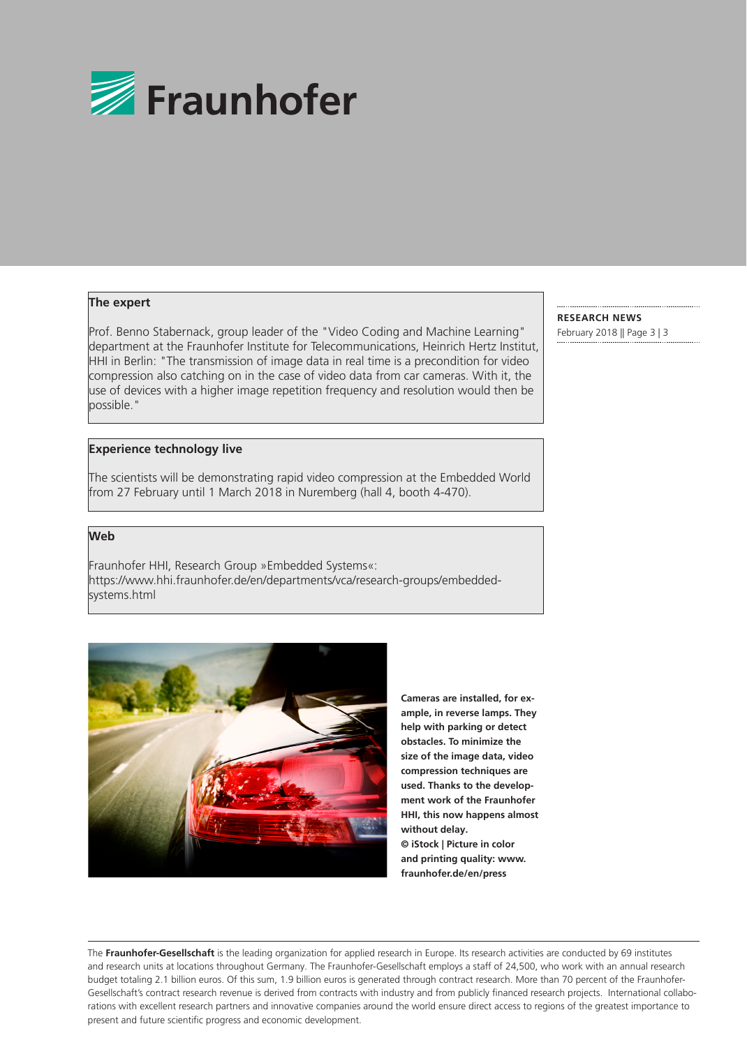### The expert

Prof. Benno Stabernack, group leader of the "Video Coding and Machine Learning" department at the Fraunhofer Institute for Telecommunications, Heinrich Hertz Institut, HHI in Berlin: "The transmission of image data in real time is a precondition for video compression also catching on in the case of video data from car cameras. With it, the use of devices with a higher image repetition frequency and resolution would then be possible."

### Experience technology live

The scientists will be demonstrating rapid video compression at the Embedded World from 27 February until 1 March 2018 in Nuremberg (hall 4, booth 4-470).

### Web

Fraunhofer HHI, Research Group »Embedded Systems«:
https://www.hhi.fraunhofer.de/en/departments/vca/research-groups/embedded-systems.html

**Cameras are installed, for example, in reverse lamps. They help with parking or detect obstacles. To minimize the size of the image data, video compression techniques are used. Thanks to the development work of the Fraunhofer HHI, this now happens almost without delay.**
**© iStock | Picture in color and printing quality: www.fraunhofer.de/en/press**

The **Fraunhofer-Gesellschaft** is the leading organization for applied research in Europe. Its research activities are conducted by 69 institutes and research units at locations throughout Germany. The Fraunhofer-Gesellschaft employs a staff of 24,500, who work with an annual research budget totaling 2.1 billion euros. Of this sum, 1.9 billion euros is generated through contract research. More than 70 percent of the Fraunhofer-Gesellschaft's contract research revenue is derived from contracts with industry and from publicly financed research projects. International collaborations with excellent research partners and innovative companies around the world ensure direct access to regions of the greatest importance to present and future scientific progress and economic development.